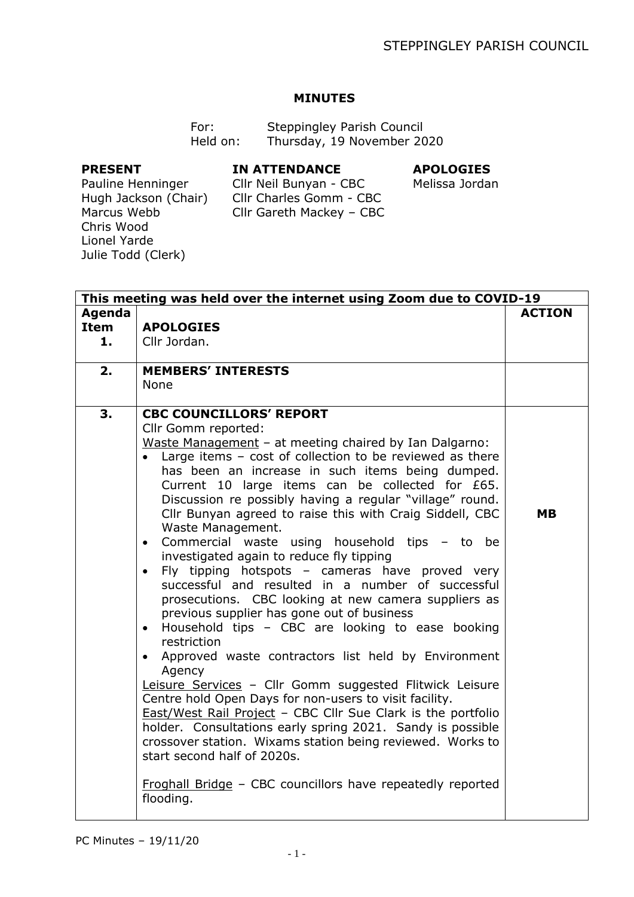# MINUTES

For: Steppingley Parish Council
Held on: Thursday, 19 November 2020

| PRESENT | IN ATTENDANCE | APOLOGIES |
|---|---|---|
| Pauline Henninger | Cllr Neil Bunyan - CBC | Melissa Jordan |
| Hugh Jackson (Chair) | Cllr Charles Gomm - CBC | |
| Marcus Webb | Cllr Gareth Mackey – CBC | |
| Chris Wood | | |
| Lionel Yarde | | |
| Julie Todd (Clerk) | | |

**This meeting was held over the internet using Zoom due to COVID-19**

| Agenda Item | | ACTION |
|---|---|---|
| 1. | **APOLOGIES**<br>Cllr Jordan. | |
| 2. | **MEMBERS' INTERESTS**<br>None | |
| 3. | **CBC COUNCILLORS' REPORT**<br>Cllr Gomm reported:<br>Waste Management – at meeting chaired by Ian Dalgarno:<br>• Large items – cost of collection to be reviewed as there has been an increase in such items being dumped. Current 10 large items can be collected for £65. Discussion re possibly having a regular "village" round. Cllr Bunyan agreed to raise this with Craig Siddell, CBC Waste Management.<br>• Commercial waste using household tips – to be investigated again to reduce fly tipping<br>• Fly tipping hotspots – cameras have proved very successful and resulted in a number of successful prosecutions. CBC looking at new camera suppliers as previous supplier has gone out of business<br>• Household tips – CBC are looking to ease booking restriction<br>• Approved waste contractors list held by Environment Agency<br>Leisure Services – Cllr Gomm suggested Flitwick Leisure Centre hold Open Days for non-users to visit facility.<br>East/West Rail Project – CBC Cllr Sue Clark is the portfolio holder. Consultations early spring 2021. Sandy is possible crossover station. Wixams station being reviewed. Works to start second half of 2020s.<br><br>Froghall Bridge – CBC councillors have repeatedly reported flooding. | **MB** |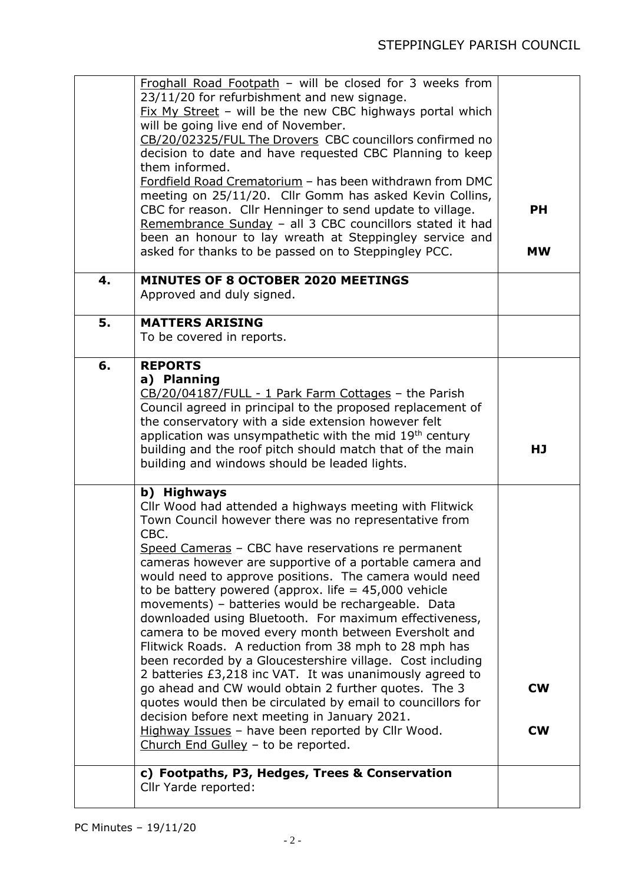| | | |
|---|---|---|
| | Froghall Road Footpath – will be closed for 3 weeks from 23/11/20 for refurbishment and new signage.<br>Fix My Street – will be the new CBC highways portal which will be going live end of November.<br>CB/20/02325/FUL The Drovers CBC councillors confirmed no decision to date and have requested CBC Planning to keep them informed.<br>Fordfield Road Crematorium – has been withdrawn from DMC meeting on 25/11/20. Cllr Gomm has asked Kevin Collins, CBC for reason. Cllr Henninger to send update to village.<br>Remembrance Sunday – all 3 CBC councillors stated it had been an honour to lay wreath at Steppingley service and asked for thanks to be passed on to Steppingley PCC. | **PH**<br><br>**MW** |
| **4.** | **MINUTES OF 8 OCTOBER 2020 MEETINGS**<br>Approved and duly signed. | |
| **5.** | **MATTERS ARISING**<br>To be covered in reports. | |
| **6.** | **REPORTS**<br>**a) Planning**<br>CB/20/04187/FULL - 1 Park Farm Cottages – the Parish Council agreed in principal to the proposed replacement of the conservatory with a side extension however felt application was unsympathetic with the mid 19th century building and the roof pitch should match that of the main building and windows should be leaded lights. | **HJ** |
| | **b) Highways**<br>Cllr Wood had attended a highways meeting with Flitwick Town Council however there was no representative from CBC.<br>Speed Cameras – CBC have reservations re permanent cameras however are supportive of a portable camera and would need to approve positions. The camera would need to be battery powered (approx. life = 45,000 vehicle movements) – batteries would be rechargeable. Data downloaded using Bluetooth. For maximum effectiveness, camera to be moved every month between Eversholt and Flitwick Roads. A reduction from 38 mph to 28 mph has been recorded by a Gloucestershire village. Cost including 2 batteries £3,218 inc VAT. It was unanimously agreed to go ahead and CW would obtain 2 further quotes. The 3 quotes would then be circulated by email to councillors for decision before next meeting in January 2021.<br>Highway Issues – have been reported by Cllr Wood.<br>Church End Gulley – to be reported. | **CW**<br><br>**CW** |
| | **c) Footpaths, P3, Hedges, Trees & Conservation**<br>Cllr Yarde reported: | |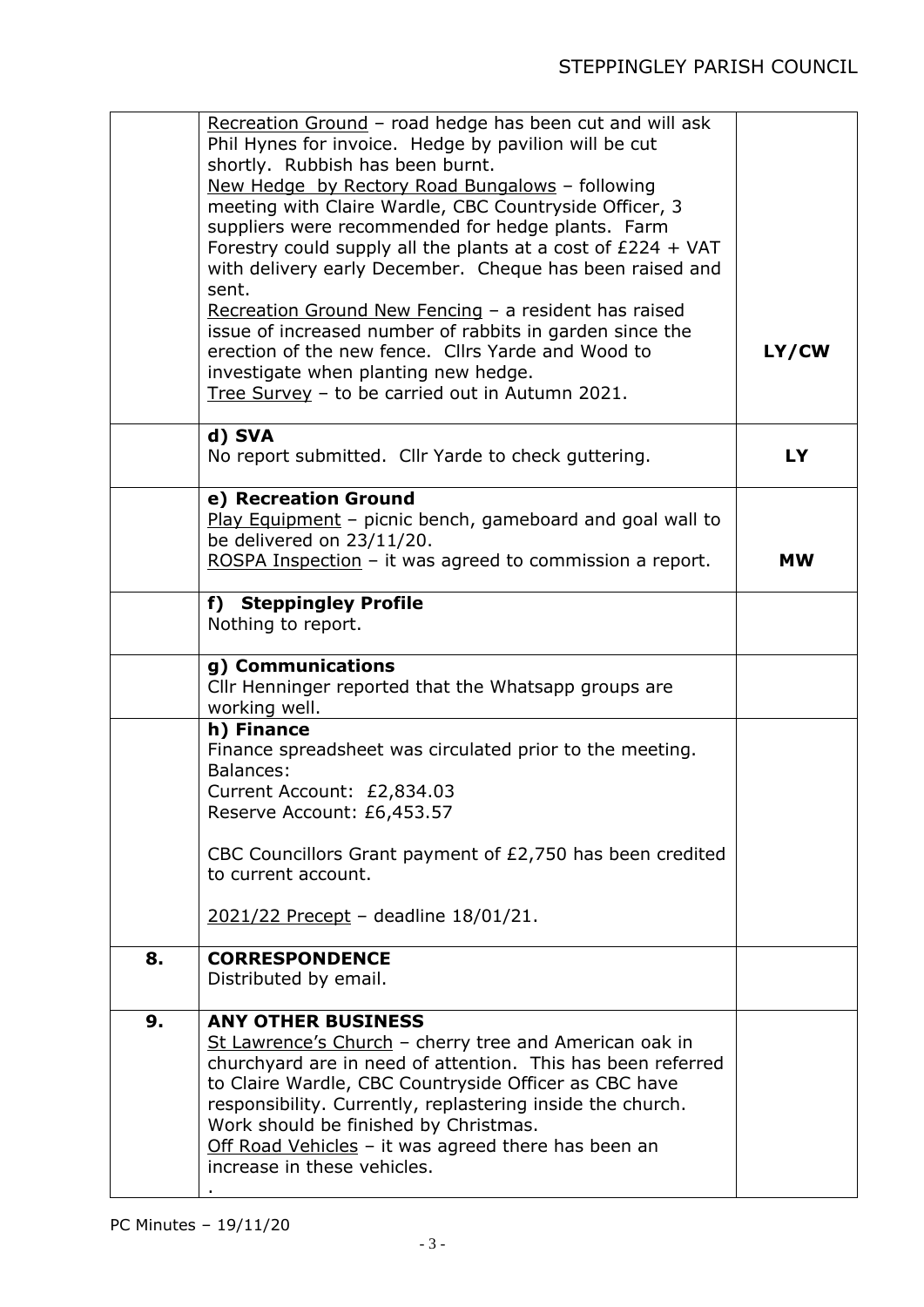| | | |
|---|---|---|
| | <u>Recreation Ground</u> – road hedge has been cut and will ask Phil Hynes for invoice. Hedge by pavilion will be cut shortly. Rubbish has been burnt.<br><u>New Hedge by Rectory Road Bungalows</u> – following meeting with Claire Wardle, CBC Countryside Officer, 3 suppliers were recommended for hedge plants. Farm Forestry could supply all the plants at a cost of £224 + VAT with delivery early December. Cheque has been raised and sent.<br><u>Recreation Ground New Fencing</u> – a resident has raised issue of increased number of rabbits in garden since the erection of the new fence. Cllrs Yarde and Wood to investigate when planting new hedge.<br><u>Tree Survey</u> – to be carried out in Autumn 2021. | **LY/CW** |
| | **d) SVA**<br>No report submitted. Cllr Yarde to check guttering. | **LY** |
| | **e) Recreation Ground**<br><u>Play Equipment</u> – picnic bench, gameboard and goal wall to be delivered on 23/11/20.<br><u>ROSPA Inspection</u> – it was agreed to commission a report. | **MW** |
| | **f) Steppingley Profile**<br>Nothing to report. | |
| | **g) Communications**<br>Cllr Henninger reported that the Whatsapp groups are working well. | |
| | **h) Finance**<br>Finance spreadsheet was circulated prior to the meeting.<br>Balances:<br>Current Account: £2,834.03<br>Reserve Account: £6,453.57<br><br>CBC Councillors Grant payment of £2,750 has been credited to current account.<br><br><u>2021/22 Precept</u> – deadline 18/01/21. | |
| **8.** | **CORRESPONDENCE**<br>Distributed by email. | |
| **9.** | **ANY OTHER BUSINESS**<br><u>St Lawrence's Church</u> – cherry tree and American oak in churchyard are in need of attention. This has been referred to Claire Wardle, CBC Countryside Officer as CBC have responsibility. Currently, replastering inside the church. Work should be finished by Christmas.<br><u>Off Road Vehicles</u> – it was agreed there has been an increase in these vehicles.<br>. | |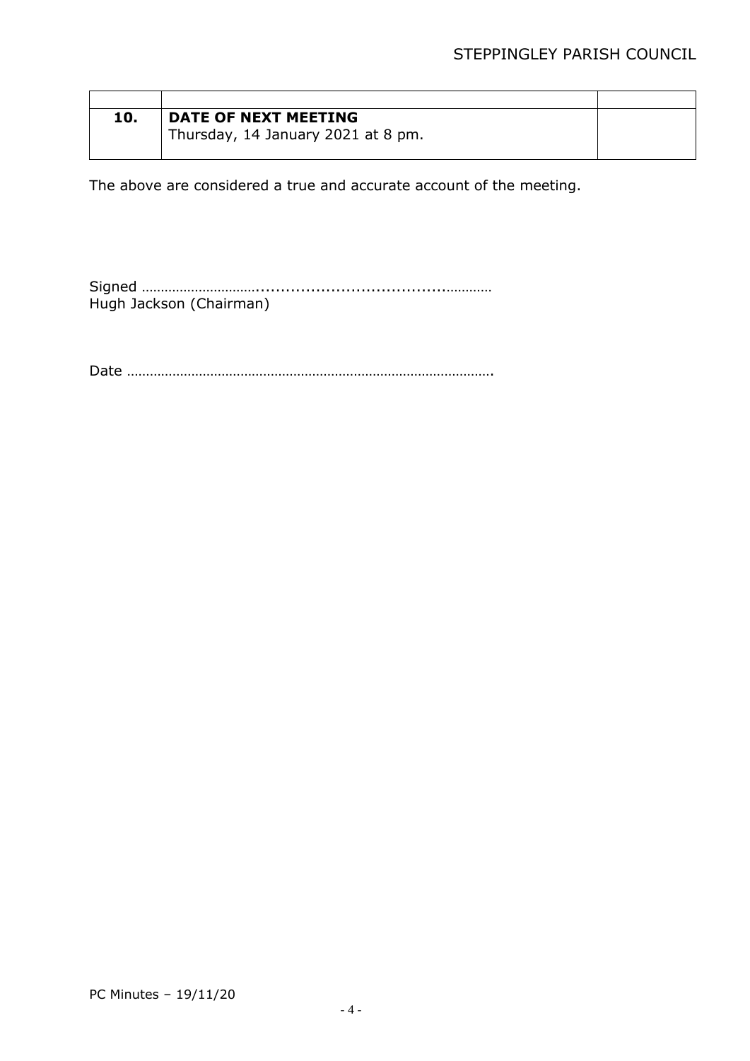| | | |
|---|---|---|
| | | |
| **10.** | **DATE OF NEXT MEETING**<br>Thursday, 14 January 2021 at 8 pm. | |

The above are considered a true and accurate account of the meeting.

Signed ………………………...........................................…………
Hugh Jackson (Chairman)

Date …………………………………………………………………………………….